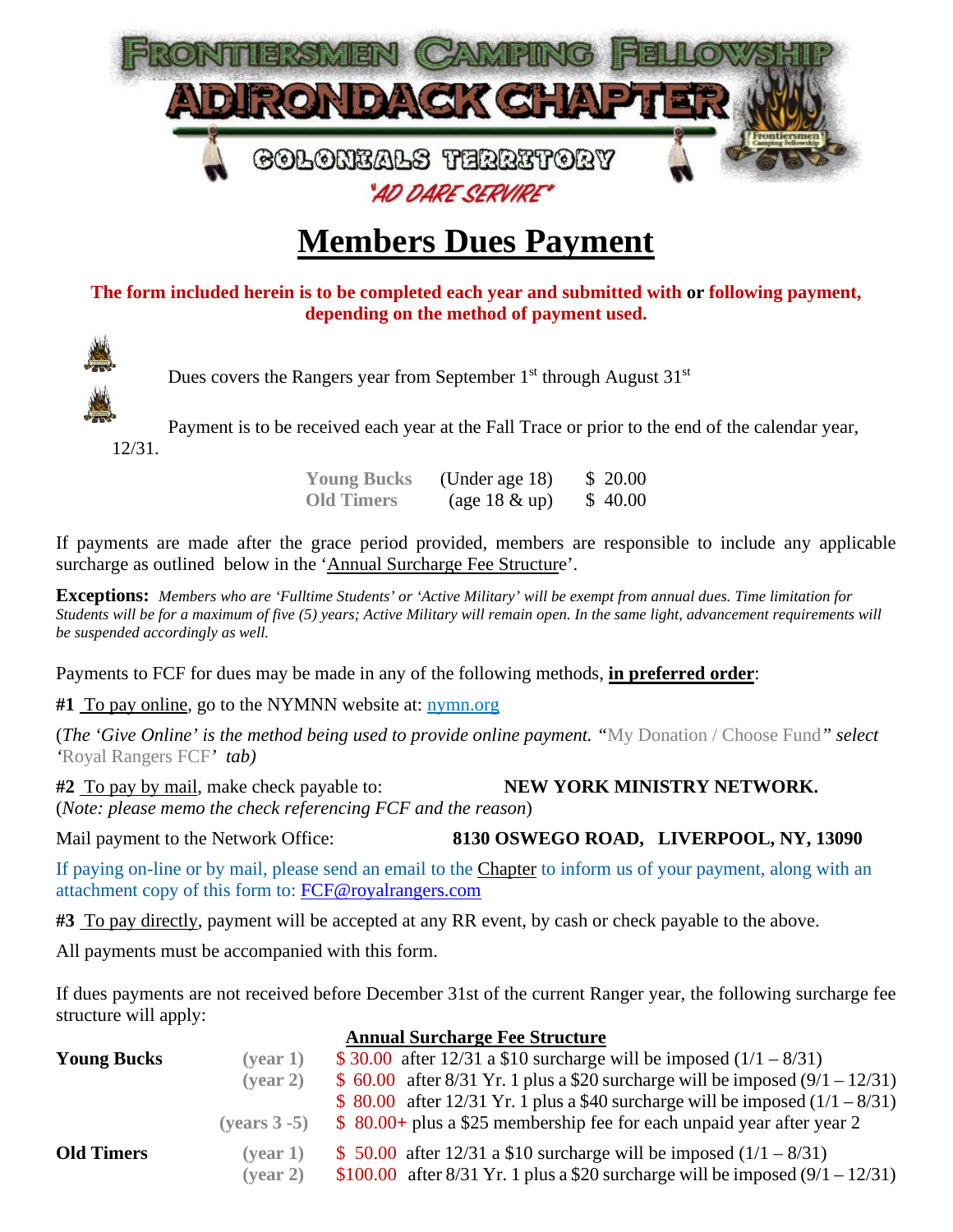# Members Dues Payment

**The form included herein is to be completed each year and submitted with or following payment, depending on the method of payment used.**

Dues covers the Rangers year from September 1st through August 31st

Payment is to be received each year at the Fall Trace or prior to the end of the calendar year, 12/31.

| | | |
|---|---|---|
| **Young Bucks** | (Under age 18) | $ 20.00 |
| **Old Timers** | (age 18 & up) | $ 40.00 |

If payments are made after the grace period provided, members are responsible to include any applicable surcharge as outlined below in the 'Annual Surcharge Fee Structure'.

**Exceptions:** *Members who are 'Fulltime Students' or 'Active Military' will be exempt from annual dues. Time limitation for Students will be for a maximum of five (5) years; Active Military will remain open. In the same light, advancement requirements will be suspended accordingly as well.*

Payments to FCF for dues may be made in any of the following methods, **in preferred order**:

**#1** To pay online, go to the NYMNN website at: nymn.org

(*The 'Give Online' is the method being used to provide online payment. "*My Donation / Choose Fund*" select '*Royal Rangers FCF*' tab)*

**#2** To pay by mail, make check payable to: **NEW YORK MINISTRY NETWORK.**
(*Note: please memo the check referencing FCF and the reason*)

Mail payment to the Network Office: **8130 OSWEGO ROAD, LIVERPOOL, NY, 13090**

If paying on-line or by mail, please send an email to the Chapter to inform us of your payment, along with an attachment copy of this form to: FCF@royalrangers.com

**#3** To pay directly, payment will be accepted at any RR event, by cash or check payable to the above.

All payments must be accompanied with this form.

If dues payments are not received before December 31st of the current Ranger year, the following surcharge fee structure will apply:

**Annual Surcharge Fee Structure**

| | | |
|---|---|---|
| **Young Bucks** | (year 1) | $ 30.00 after 12/31 a $10 surcharge will be imposed (1/1 – 8/31) |
| | (year 2) | $ 60.00 after 8/31 Yr. 1 plus a $20 surcharge will be imposed (9/1 – 12/31) |
| | | $ 80.00 after 12/31 Yr. 1 plus a $40 surcharge will be imposed (1/1 – 8/31) |
| | (years 3 -5) | $ 80.00+ plus a $25 membership fee for each unpaid year after year 2 |
| **Old Timers** | (year 1) | $ 50.00 after 12/31 a $10 surcharge will be imposed (1/1 – 8/31) |
| | (year 2) | $100.00 after 8/31 Yr. 1 plus a $20 surcharge will be imposed (9/1 – 12/31) |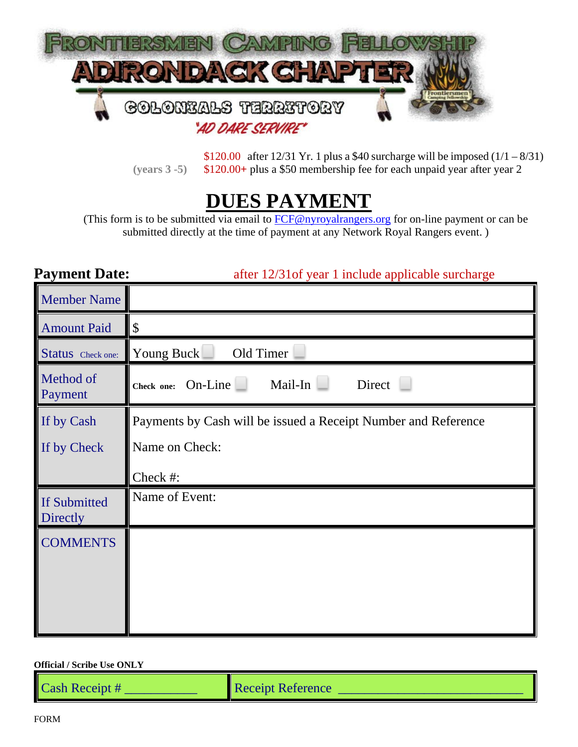FRONTIERSMEN CAMPING FELLOWSHIP
ADIRONDACK CHAPTER
COLONIALS TERRITORY
"AD DARE SERVIRE"

$120.00 after 12/31 Yr. 1 plus a $40 surcharge will be imposed (1/1 – 8/31)

(years 3 -5) $120.00+ plus a $50 membership fee for each unpaid year after year 2

# DUES PAYMENT

(This form is to be submitted via email to FCF@nyroyalrangers.org for on-line payment or can be submitted directly at the time of payment at any Network Royal Rangers event. )

**Payment Date:** after 12/31of year 1 include applicable surcharge

| | |
|---|---|
| Member Name | |
| Amount Paid | $ |
| Status Check one: | Young Buck ☐ Old Timer ☐ |
| Method of Payment | Check one: On-Line ☐ Mail-In ☐ Direct ☐ |
| If by Cash<br>If by Check | Payments by Cash will be issued a Receipt Number and Reference<br>Name on Check:<br>Check #: |
| If Submitted Directly | Name of Event: |
| COMMENTS | |

**Official / Scribe Use ONLY**

| | |
|---|---|
| Cash Receipt # __________ | Receipt Reference ___________________________ |

FORM